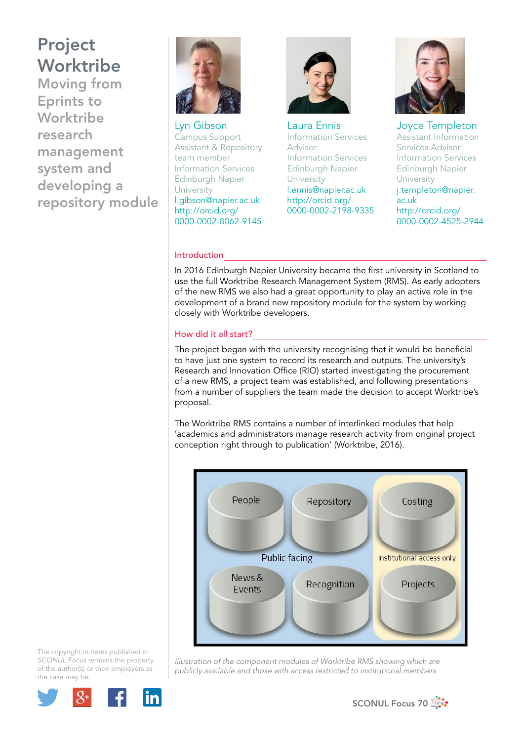# Project Worktribe

## Moving from Eprints to Worktribe research management system and developing a repository module

**Lyn Gibson**
Campus Support Assistant & Repository team member
Information Services
Edinburgh Napier University
l.gibson@napier.ac.uk
http://orcid.org/0000-0002-8062-9145

**Laura Ennis**
Information Services Advisor
Information Services
Edinburgh Napier University
l.ennis@napier.ac.uk
http://orcid.org/0000-0002-2198-9335

**Joyce Templeton**
Assistant Information Services Advisor
Information Services
Edinburgh Napier University
j.templeton@napier.ac.uk
http://orcid.org/0000-0002-4525-2944

### Introduction

In 2016 Edinburgh Napier University became the first university in Scotland to use the full Worktribe Research Management System (RMS). As early adopters of the new RMS we also had a great opportunity to play an active role in the development of a brand new repository module for the system by working closely with Worktribe developers.

### How did it all start?

The project began with the university recognising that it would be beneficial to have just one system to record its research and outputs. The university's Research and Innovation Office (RIO) started investigating the procurement of a new RMS, a project team was established, and following presentations from a number of suppliers the team made the decision to accept Worktribe's proposal.

The Worktribe RMS contains a number of interlinked modules that help 'academics and administrators manage research activity from original project conception right through to publication' (Worktribe, 2016).

*Illustration of the component modules of Worktribe RMS showing which are publicly available and those with access restricted to institutional members*

The copyright in items published in *SCONUL Focus* remains the property of the author(s) or their employers as the case may be.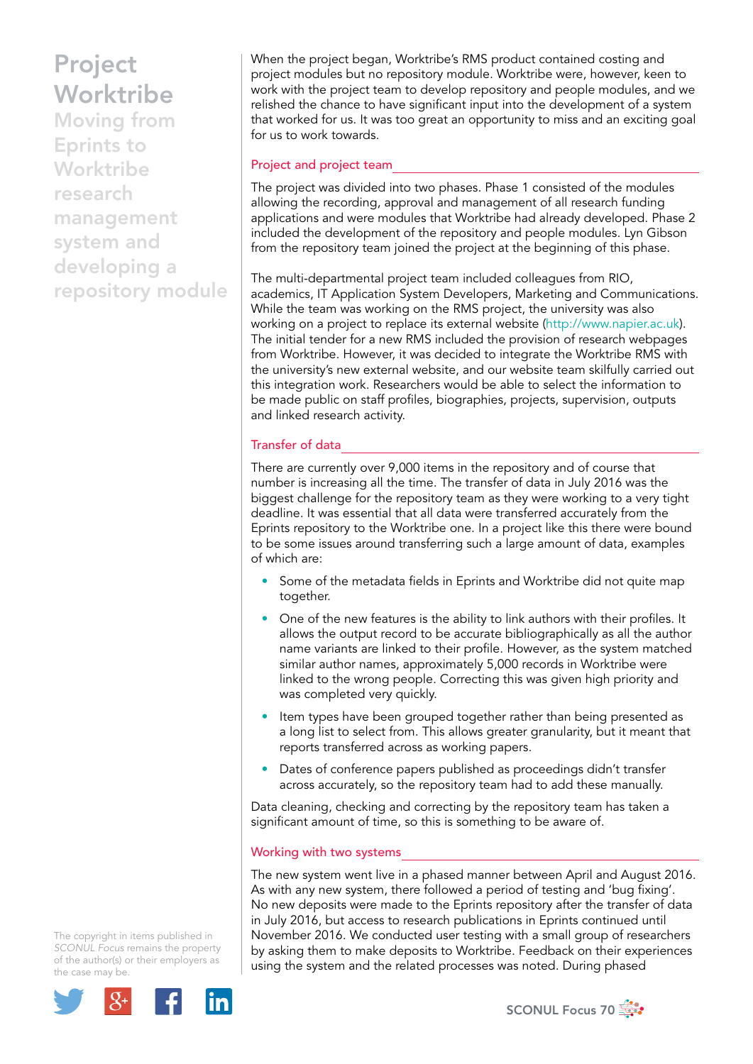When the project began, Worktribe's RMS product contained costing and project modules but no repository module. Worktribe were, however, keen to work with the project team to develop repository and people modules, and we relished the chance to have significant input into the development of a system that worked for us. It was too great an opportunity to miss and an exciting goal for us to work towards.

## Project and project team

The project was divided into two phases. Phase 1 consisted of the modules allowing the recording, approval and management of all research funding applications and were modules that Worktribe had already developed. Phase 2 included the development of the repository and people modules. Lyn Gibson from the repository team joined the project at the beginning of this phase.

The multi-departmental project team included colleagues from RIO, academics, IT Application System Developers, Marketing and Communications. While the team was working on the RMS project, the university was also working on a project to replace its external website (http://www.napier.ac.uk). The initial tender for a new RMS included the provision of research webpages from Worktribe. However, it was decided to integrate the Worktribe RMS with the university's new external website, and our website team skilfully carried out this integration work. Researchers would be able to select the information to be made public on staff profiles, biographies, projects, supervision, outputs and linked research activity.

## Transfer of data

There are currently over 9,000 items in the repository and of course that number is increasing all the time. The transfer of data in July 2016 was the biggest challenge for the repository team as they were working to a very tight deadline. It was essential that all data were transferred accurately from the Eprints repository to the Worktribe one. In a project like this there were bound to be some issues around transferring such a large amount of data, examples of which are:

- Some of the metadata fields in Eprints and Worktribe did not quite map together.
- One of the new features is the ability to link authors with their profiles. It allows the output record to be accurate bibliographically as all the author name variants are linked to their profile. However, as the system matched similar author names, approximately 5,000 records in Worktribe were linked to the wrong people. Correcting this was given high priority and was completed very quickly.
- Item types have been grouped together rather than being presented as a long list to select from. This allows greater granularity, but it meant that reports transferred across as working papers.
- Dates of conference papers published as proceedings didn't transfer across accurately, so the repository team had to add these manually.

Data cleaning, checking and correcting by the repository team has taken a significant amount of time, so this is something to be aware of.

## Working with two systems

The new system went live in a phased manner between April and August 2016. As with any new system, there followed a period of testing and 'bug fixing'. No new deposits were made to the Eprints repository after the transfer of data in July 2016, but access to research publications in Eprints continued until November 2016. We conducted user testing with a small group of researchers by asking them to make deposits to Worktribe. Feedback on their experiences using the system and the related processes was noted. During phased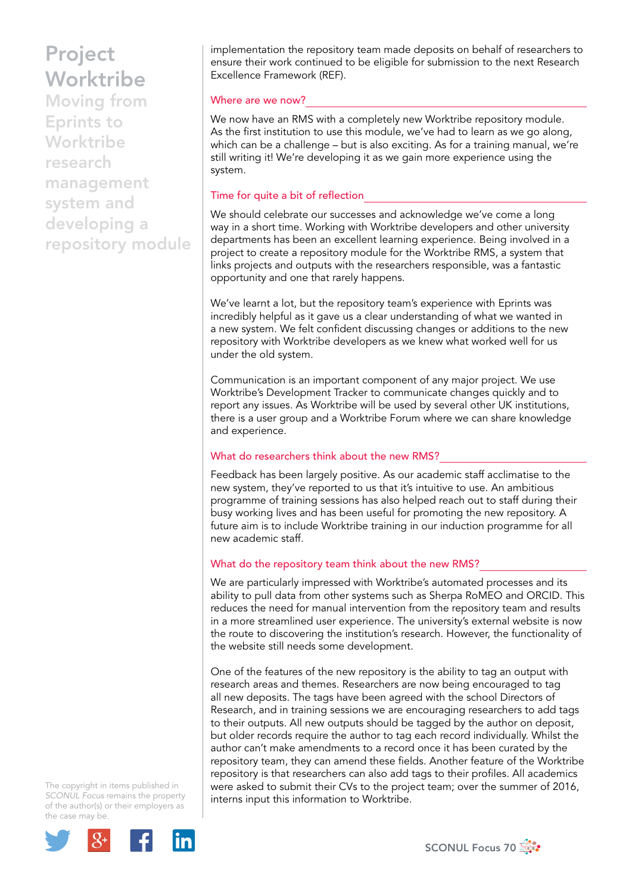implementation the repository team made deposits on behalf of researchers to ensure their work continued to be eligible for submission to the next Research Excellence Framework (REF).

## Where are we now?

We now have an RMS with a completely new Worktribe repository module. As the first institution to use this module, we've had to learn as we go along, which can be a challenge – but is also exciting. As for a training manual, we're still writing it! We're developing it as we gain more experience using the system.

## Time for quite a bit of reflection

We should celebrate our successes and acknowledge we've come a long way in a short time. Working with Worktribe developers and other university departments has been an excellent learning experience. Being involved in a project to create a repository module for the Worktribe RMS, a system that links projects and outputs with the researchers responsible, was a fantastic opportunity and one that rarely happens.

We've learnt a lot, but the repository team's experience with Eprints was incredibly helpful as it gave us a clear understanding of what we wanted in a new system. We felt confident discussing changes or additions to the new repository with Worktribe developers as we knew what worked well for us under the old system.

Communication is an important component of any major project. We use Worktribe's Development Tracker to communicate changes quickly and to report any issues. As Worktribe will be used by several other UK institutions, there is a user group and a Worktribe Forum where we can share knowledge and experience.

## What do researchers think about the new RMS?

Feedback has been largely positive. As our academic staff acclimatise to the new system, they've reported to us that it's intuitive to use. An ambitious programme of training sessions has also helped reach out to staff during their busy working lives and has been useful for promoting the new repository. A future aim is to include Worktribe training in our induction programme for all new academic staff.

## What do the repository team think about the new RMS?

We are particularly impressed with Worktribe's automated processes and its ability to pull data from other systems such as Sherpa RoMEO and ORCID. This reduces the need for manual intervention from the repository team and results in a more streamlined user experience. The university's external website is now the route to discovering the institution's research. However, the functionality of the website still needs some development.

One of the features of the new repository is the ability to tag an output with research areas and themes. Researchers are now being encouraged to tag all new deposits. The tags have been agreed with the school Directors of Research, and in training sessions we are encouraging researchers to add tags to their outputs. All new outputs should be tagged by the author on deposit, but older records require the author to tag each record individually. Whilst the author can't make amendments to a record once it has been curated by the repository team, they can amend these fields. Another feature of the Worktribe repository is that researchers can also add tags to their profiles. All academics were asked to submit their CVs to the project team; over the summer of 2016, interns input this information to Worktribe.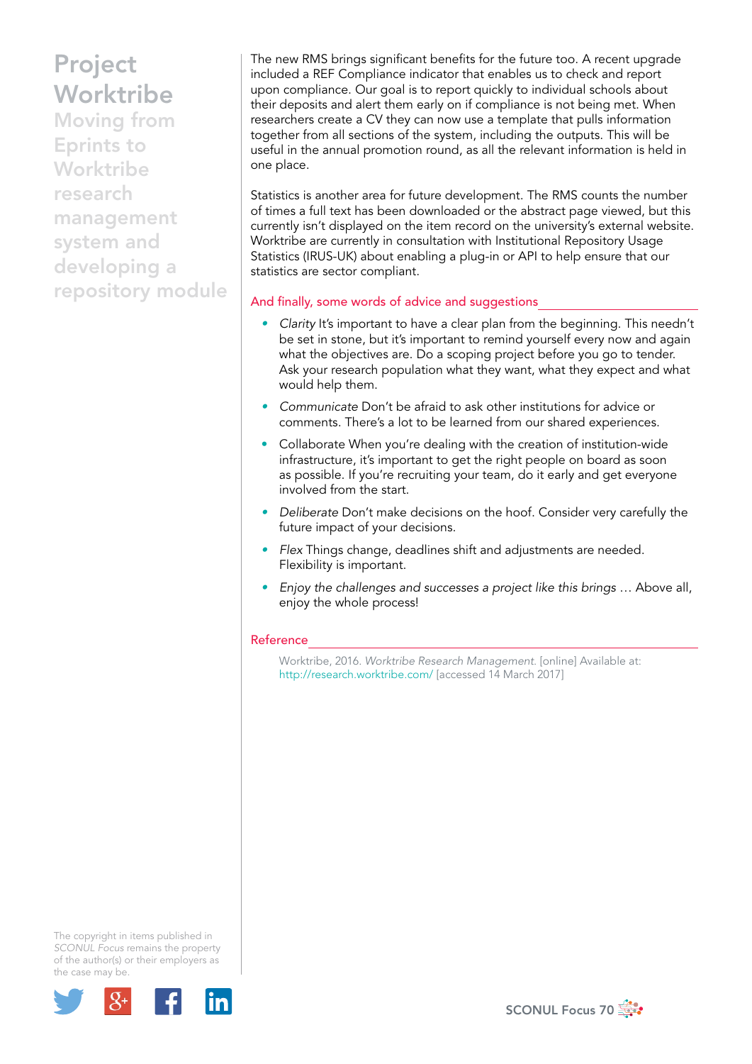The new RMS brings significant benefits for the future too. A recent upgrade included a REF Compliance indicator that enables us to check and report upon compliance. Our goal is to report quickly to individual schools about their deposits and alert them early on if compliance is not being met. When researchers create a CV they can now use a template that pulls information together from all sections of the system, including the outputs. This will be useful in the annual promotion round, as all the relevant information is held in one place.

Statistics is another area for future development. The RMS counts the number of times a full text has been downloaded or the abstract page viewed, but this currently isn't displayed on the item record on the university's external website. Worktribe are currently in consultation with Institutional Repository Usage Statistics (IRUS-UK) about enabling a plug-in or API to help ensure that our statistics are sector compliant.

## And finally, some words of advice and suggestions

- *Clarity* It's important to have a clear plan from the beginning. This needn't be set in stone, but it's important to remind yourself every now and again what the objectives are. Do a scoping project before you go to tender. Ask your research population what they want, what they expect and what would help them.
- *Communicate* Don't be afraid to ask other institutions for advice or comments. There's a lot to be learned from our shared experiences.
- Collaborate When you're dealing with the creation of institution-wide infrastructure, it's important to get the right people on board as soon as possible. If you're recruiting your team, do it early and get everyone involved from the start.
- *Deliberate* Don't make decisions on the hoof. Consider very carefully the future impact of your decisions.
- *Flex* Things change, deadlines shift and adjustments are needed. Flexibility is important.
- *Enjoy the challenges and successes a project like this brings* … Above all, enjoy the whole process!

## Reference

Worktribe, 2016. *Worktribe Research Management.* [online] Available at: http://research.worktribe.com/ [accessed 14 March 2017]

The copyright in items published in *SCONUL Focus* remains the property of the author(s) or their employers as the case may be.